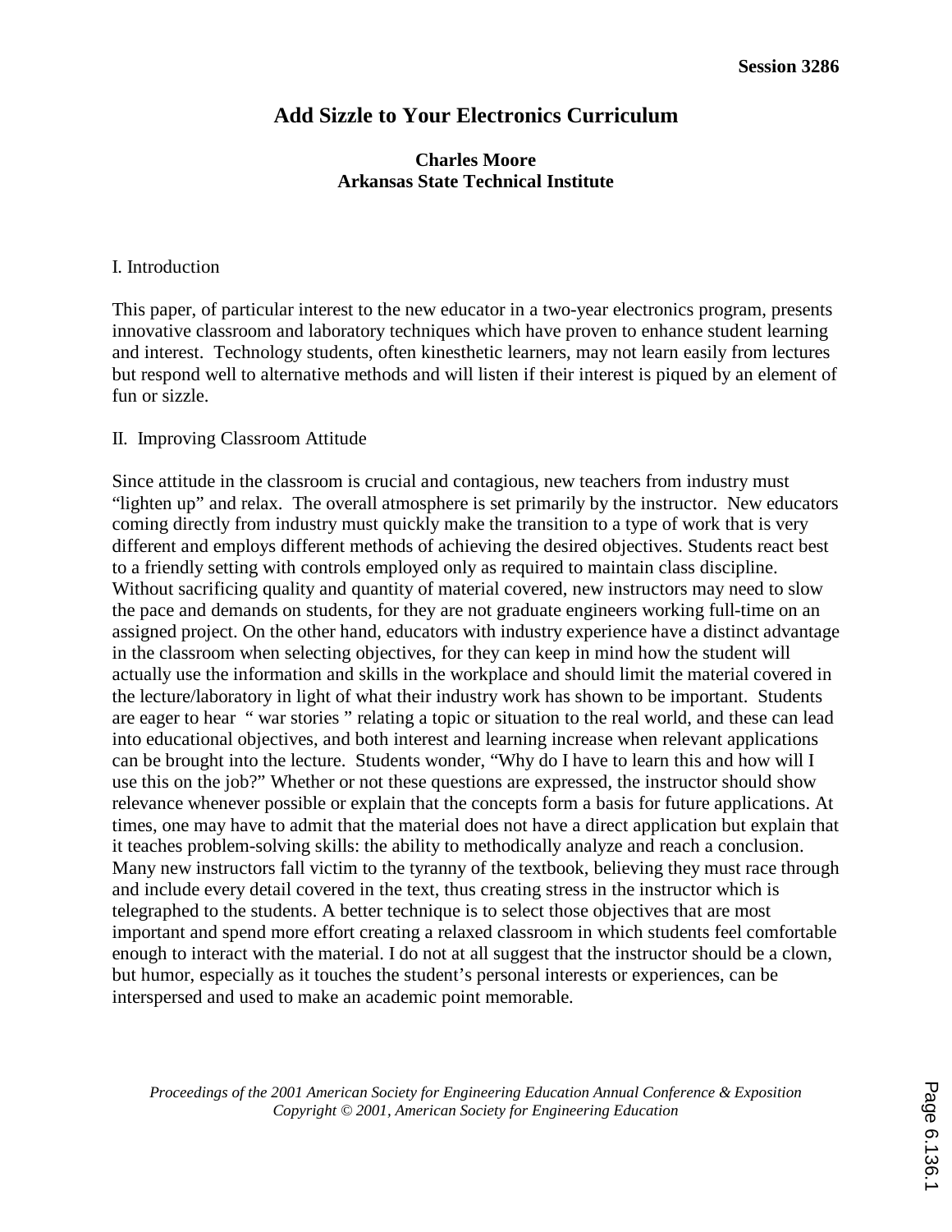# Add Sizzle to Your Electronics Curriculum

**Charles Moore**
**Arkansas State Technical Institute**

## I. Introduction

This paper, of particular interest to the new educator in a two-year electronics program, presents innovative classroom and laboratory techniques which have proven to enhance student learning and interest. Technology students, often kinesthetic learners, may not learn easily from lectures but respond well to alternative methods and will listen if their interest is piqued by an element of fun or sizzle.

## II. Improving Classroom Attitude

Since attitude in the classroom is crucial and contagious, new teachers from industry must "lighten up" and relax. The overall atmosphere is set primarily by the instructor. New educators coming directly from industry must quickly make the transition to a type of work that is very different and employs different methods of achieving the desired objectives. Students react best to a friendly setting with controls employed only as required to maintain class discipline. Without sacrificing quality and quantity of material covered, new instructors may need to slow the pace and demands on students, for they are not graduate engineers working full-time on an assigned project. On the other hand, educators with industry experience have a distinct advantage in the classroom when selecting objectives, for they can keep in mind how the student will actually use the information and skills in the workplace and should limit the material covered in the lecture/laboratory in light of what their industry work has shown to be important. Students are eager to hear " war stories " relating a topic or situation to the real world, and these can lead into educational objectives, and both interest and learning increase when relevant applications can be brought into the lecture. Students wonder, "Why do I have to learn this and how will I use this on the job?" Whether or not these questions are expressed, the instructor should show relevance whenever possible or explain that the concepts form a basis for future applications. At times, one may have to admit that the material does not have a direct application but explain that it teaches problem-solving skills: the ability to methodically analyze and reach a conclusion. Many new instructors fall victim to the tyranny of the textbook, believing they must race through and include every detail covered in the text, thus creating stress in the instructor which is telegraphed to the students. A better technique is to select those objectives that are most important and spend more effort creating a relaxed classroom in which students feel comfortable enough to interact with the material. I do not at all suggest that the instructor should be a clown, but humor, especially as it touches the student's personal interests or experiences, can be interspersed and used to make an academic point memorable.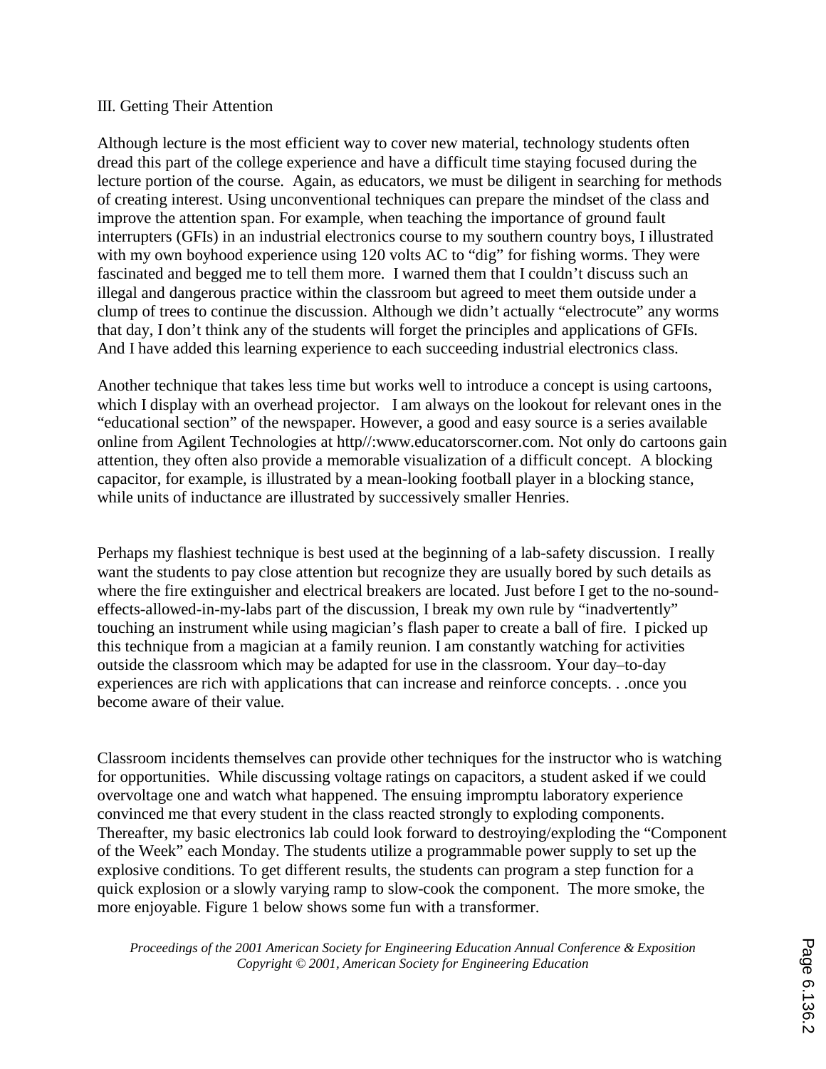## III. Getting Their Attention

Although lecture is the most efficient way to cover new material, technology students often dread this part of the college experience and have a difficult time staying focused during the lecture portion of the course. Again, as educators, we must be diligent in searching for methods of creating interest. Using unconventional techniques can prepare the mindset of the class and improve the attention span. For example, when teaching the importance of ground fault interrupters (GFIs) in an industrial electronics course to my southern country boys, I illustrated with my own boyhood experience using 120 volts AC to "dig" for fishing worms. They were fascinated and begged me to tell them more. I warned them that I couldn't discuss such an illegal and dangerous practice within the classroom but agreed to meet them outside under a clump of trees to continue the discussion. Although we didn't actually "electrocute" any worms that day, I don't think any of the students will forget the principles and applications of GFIs. And I have added this learning experience to each succeeding industrial electronics class.

Another technique that takes less time but works well to introduce a concept is using cartoons, which I display with an overhead projector. I am always on the lookout for relevant ones in the "educational section" of the newspaper. However, a good and easy source is a series available online from Agilent Technologies at http//:www.educatorscorner.com. Not only do cartoons gain attention, they often also provide a memorable visualization of a difficult concept. A blocking capacitor, for example, is illustrated by a mean-looking football player in a blocking stance, while units of inductance are illustrated by successively smaller Henries.

Perhaps my flashiest technique is best used at the beginning of a lab-safety discussion. I really want the students to pay close attention but recognize they are usually bored by such details as where the fire extinguisher and electrical breakers are located. Just before I get to the no-sound-effects-allowed-in-my-labs part of the discussion, I break my own rule by "inadvertently" touching an instrument while using magician's flash paper to create a ball of fire. I picked up this technique from a magician at a family reunion. I am constantly watching for activities outside the classroom which may be adapted for use in the classroom. Your day–to-day experiences are rich with applications that can increase and reinforce concepts. . .once you become aware of their value.

Classroom incidents themselves can provide other techniques for the instructor who is watching for opportunities. While discussing voltage ratings on capacitors, a student asked if we could overvoltage one and watch what happened. The ensuing impromptu laboratory experience convinced me that every student in the class reacted strongly to exploding components. Thereafter, my basic electronics lab could look forward to destroying/exploding the "Component of the Week" each Monday. The students utilize a programmable power supply to set up the explosive conditions. To get different results, the students can program a step function for a quick explosion or a slowly varying ramp to slow-cook the component. The more smoke, the more enjoyable. Figure 1 below shows some fun with a transformer.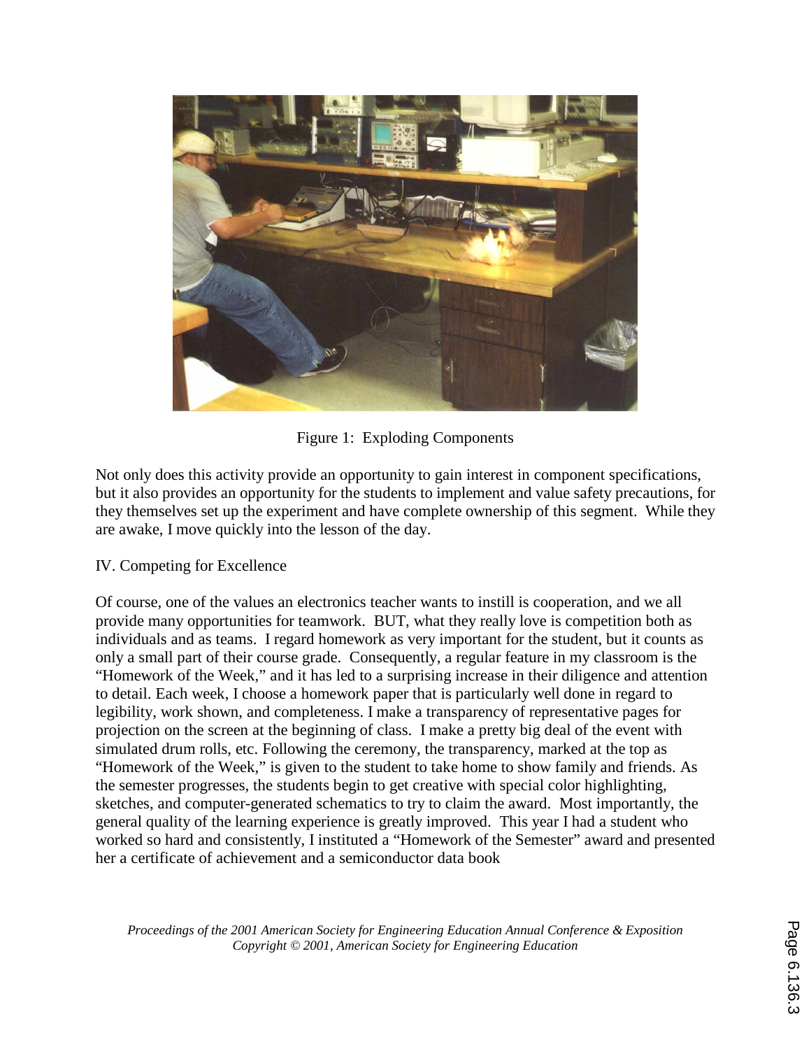Figure 1: Exploding Components

Not only does this activity provide an opportunity to gain interest in component specifications, but it also provides an opportunity for the students to implement and value safety precautions, for they themselves set up the experiment and have complete ownership of this segment. While they are awake, I move quickly into the lesson of the day.

IV. Competing for Excellence

Of course, one of the values an electronics teacher wants to instill is cooperation, and we all provide many opportunities for teamwork. BUT, what they really love is competition both as individuals and as teams. I regard homework as very important for the student, but it counts as only a small part of their course grade. Consequently, a regular feature in my classroom is the "Homework of the Week," and it has led to a surprising increase in their diligence and attention to detail. Each week, I choose a homework paper that is particularly well done in regard to legibility, work shown, and completeness. I make a transparency of representative pages for projection on the screen at the beginning of class. I make a pretty big deal of the event with simulated drum rolls, etc. Following the ceremony, the transparency, marked at the top as "Homework of the Week," is given to the student to take home to show family and friends. As the semester progresses, the students begin to get creative with special color highlighting, sketches, and computer-generated schematics to try to claim the award. Most importantly, the general quality of the learning experience is greatly improved. This year I had a student who worked so hard and consistently, I instituted a "Homework of the Semester" award and presented her a certificate of achievement and a semiconductor data book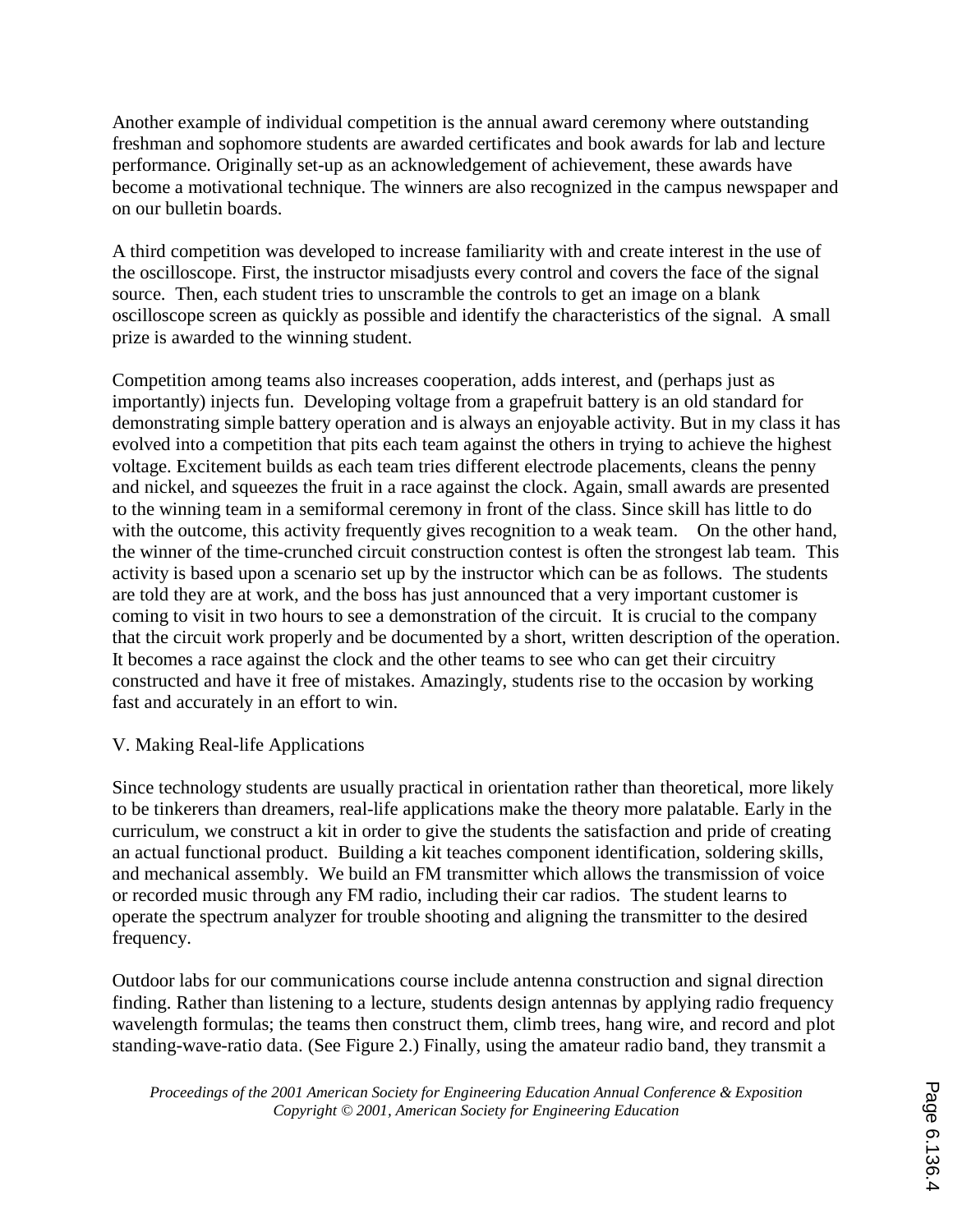Another example of individual competition is the annual award ceremony where outstanding freshman and sophomore students are awarded certificates and book awards for lab and lecture performance. Originally set-up as an acknowledgement of achievement, these awards have become a motivational technique. The winners are also recognized in the campus newspaper and on our bulletin boards.

A third competition was developed to increase familiarity with and create interest in the use of the oscilloscope. First, the instructor misadjusts every control and covers the face of the signal source. Then, each student tries to unscramble the controls to get an image on a blank oscilloscope screen as quickly as possible and identify the characteristics of the signal. A small prize is awarded to the winning student.

Competition among teams also increases cooperation, adds interest, and (perhaps just as importantly) injects fun. Developing voltage from a grapefruit battery is an old standard for demonstrating simple battery operation and is always an enjoyable activity. But in my class it has evolved into a competition that pits each team against the others in trying to achieve the highest voltage. Excitement builds as each team tries different electrode placements, cleans the penny and nickel, and squeezes the fruit in a race against the clock. Again, small awards are presented to the winning team in a semiformal ceremony in front of the class. Since skill has little to do with the outcome, this activity frequently gives recognition to a weak team. On the other hand, the winner of the time-crunched circuit construction contest is often the strongest lab team. This activity is based upon a scenario set up by the instructor which can be as follows. The students are told they are at work, and the boss has just announced that a very important customer is coming to visit in two hours to see a demonstration of the circuit. It is crucial to the company that the circuit work properly and be documented by a short, written description of the operation. It becomes a race against the clock and the other teams to see who can get their circuitry constructed and have it free of mistakes. Amazingly, students rise to the occasion by working fast and accurately in an effort to win.

## V. Making Real-life Applications

Since technology students are usually practical in orientation rather than theoretical, more likely to be tinkerers than dreamers, real-life applications make the theory more palatable. Early in the curriculum, we construct a kit in order to give the students the satisfaction and pride of creating an actual functional product. Building a kit teaches component identification, soldering skills, and mechanical assembly. We build an FM transmitter which allows the transmission of voice or recorded music through any FM radio, including their car radios. The student learns to operate the spectrum analyzer for trouble shooting and aligning the transmitter to the desired frequency.

Outdoor labs for our communications course include antenna construction and signal direction finding. Rather than listening to a lecture, students design antennas by applying radio frequency wavelength formulas; the teams then construct them, climb trees, hang wire, and record and plot standing-wave-ratio data. (See Figure 2.) Finally, using the amateur radio band, they transmit a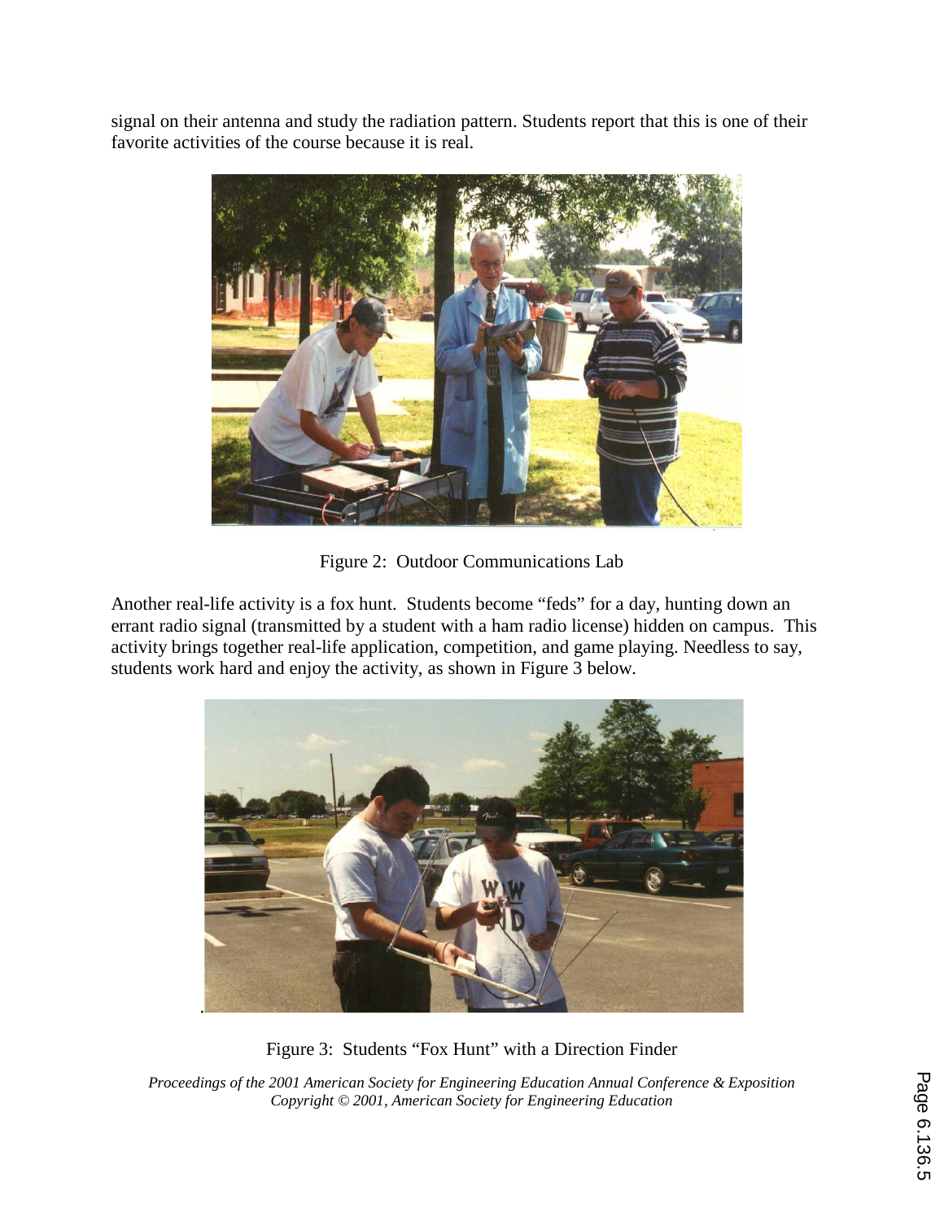signal on their antenna and study the radiation pattern. Students report that this is one of their favorite activities of the course because it is real.

Figure 2: Outdoor Communications Lab

Another real-life activity is a fox hunt. Students become "feds" for a day, hunting down an errant radio signal (transmitted by a student with a ham radio license) hidden on campus. This activity brings together real-life application, competition, and game playing. Needless to say, students work hard and enjoy the activity, as shown in Figure 3 below.

Figure 3: Students "Fox Hunt" with a Direction Finder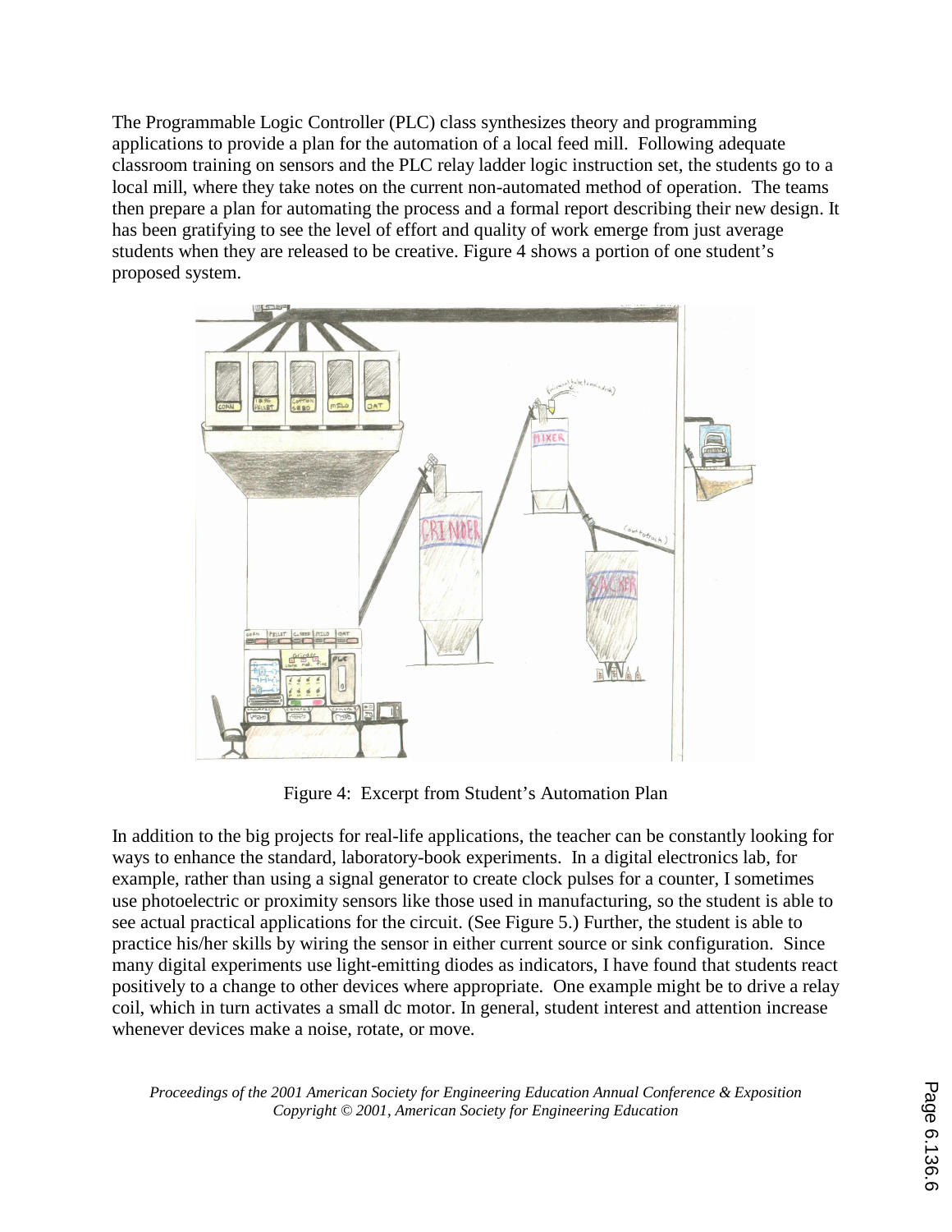The Programmable Logic Controller (PLC) class synthesizes theory and programming applications to provide a plan for the automation of a local feed mill. Following adequate classroom training on sensors and the PLC relay ladder logic instruction set, the students go to a local mill, where they take notes on the current non-automated method of operation. The teams then prepare a plan for automating the process and a formal report describing their new design. It has been gratifying to see the level of effort and quality of work emerge from just average students when they are released to be creative. Figure 4 shows a portion of one student's proposed system.

Figure 4: Excerpt from Student's Automation Plan

In addition to the big projects for real-life applications, the teacher can be constantly looking for ways to enhance the standard, laboratory-book experiments. In a digital electronics lab, for example, rather than using a signal generator to create clock pulses for a counter, I sometimes use photoelectric or proximity sensors like those used in manufacturing, so the student is able to see actual practical applications for the circuit. (See Figure 5.) Further, the student is able to practice his/her skills by wiring the sensor in either current source or sink configuration. Since many digital experiments use light-emitting diodes as indicators, I have found that students react positively to a change to other devices where appropriate. One example might be to drive a relay coil, which in turn activates a small dc motor. In general, student interest and attention increase whenever devices make a noise, rotate, or move.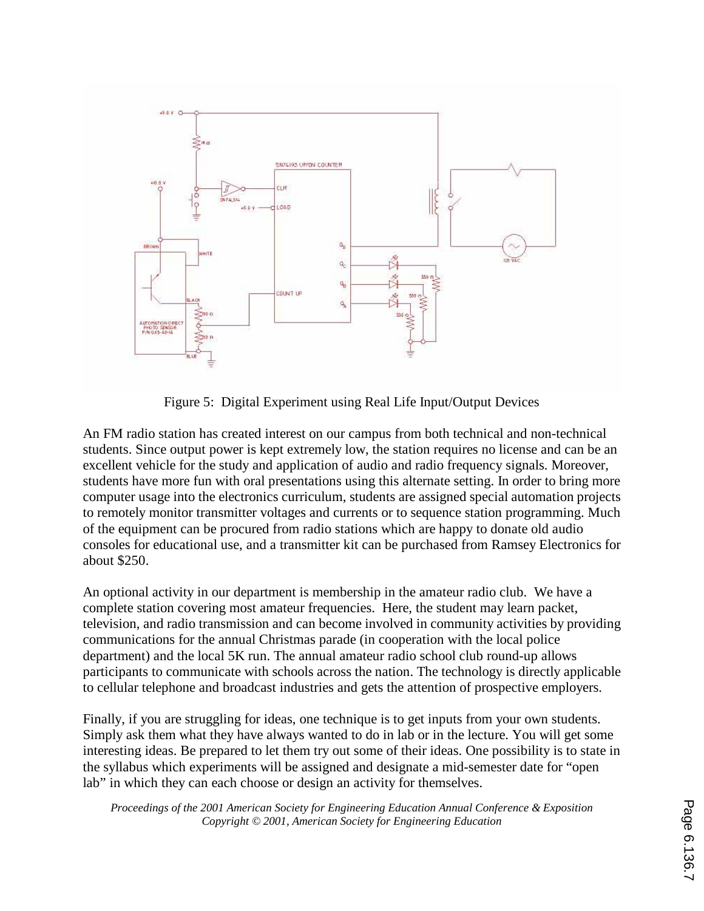Figure 5: Digital Experiment using Real Life Input/Output Devices

An FM radio station has created interest on our campus from both technical and non-technical students. Since output power is kept extremely low, the station requires no license and can be an excellent vehicle for the study and application of audio and radio frequency signals. Moreover, students have more fun with oral presentations using this alternate setting. In order to bring more computer usage into the electronics curriculum, students are assigned special automation projects to remotely monitor transmitter voltages and currents or to sequence station programming. Much of the equipment can be procured from radio stations which are happy to donate old audio consoles for educational use, and a transmitter kit can be purchased from Ramsey Electronics for about $250.

An optional activity in our department is membership in the amateur radio club. We have a complete station covering most amateur frequencies. Here, the student may learn packet, television, and radio transmission and can become involved in community activities by providing communications for the annual Christmas parade (in cooperation with the local police department) and the local 5K run. The annual amateur radio school club round-up allows participants to communicate with schools across the nation. The technology is directly applicable to cellular telephone and broadcast industries and gets the attention of prospective employers.

Finally, if you are struggling for ideas, one technique is to get inputs from your own students. Simply ask them what they have always wanted to do in lab or in the lecture. You will get some interesting ideas. Be prepared to let them try out some of their ideas. One possibility is to state in the syllabus which experiments will be assigned and designate a mid-semester date for "open lab" in which they can each choose or design an activity for themselves.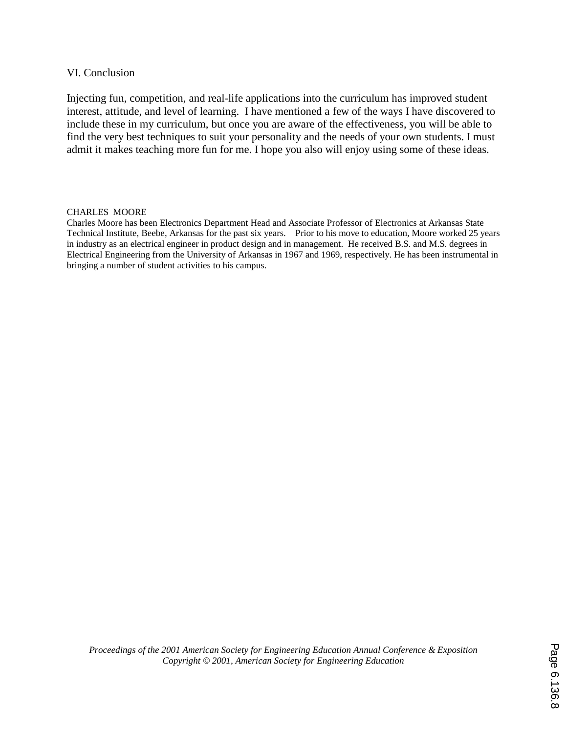## VI. Conclusion

Injecting fun, competition, and real-life applications into the curriculum has improved student interest, attitude, and level of learning. I have mentioned a few of the ways I have discovered to include these in my curriculum, but once you are aware of the effectiveness, you will be able to find the very best techniques to suit your personality and the needs of your own students. I must admit it makes teaching more fun for me. I hope you also will enjoy using some of these ideas.

CHARLES MOORE

Charles Moore has been Electronics Department Head and Associate Professor of Electronics at Arkansas State Technical Institute, Beebe, Arkansas for the past six years. Prior to his move to education, Moore worked 25 years in industry as an electrical engineer in product design and in management. He received B.S. and M.S. degrees in Electrical Engineering from the University of Arkansas in 1967 and 1969, respectively. He has been instrumental in bringing a number of student activities to his campus.